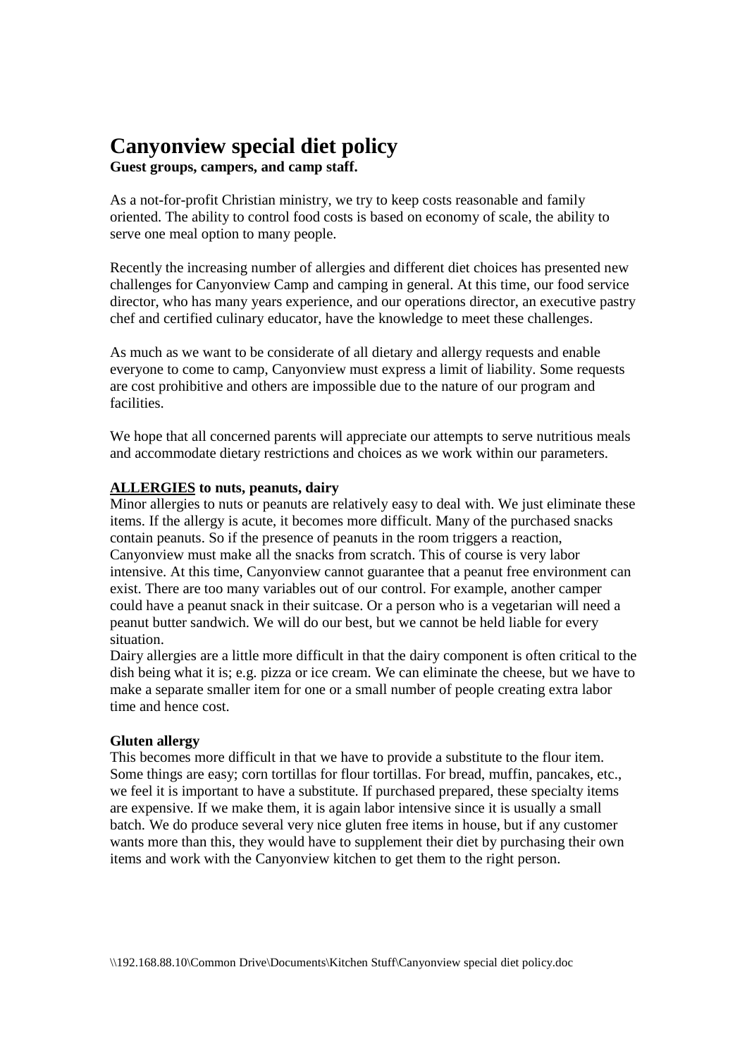# Canyonview special diet policy

**Guest groups, campers, and camp staff.**

As a not-for-profit Christian ministry, we try to keep costs reasonable and family oriented. The ability to control food costs is based on economy of scale, the ability to serve one meal option to many people.

Recently the increasing number of allergies and different diet choices has presented new challenges for Canyonview Camp and camping in general. At this time, our food service director, who has many years experience, and our operations director, an executive pastry chef and certified culinary educator, have the knowledge to meet these challenges.

As much as we want to be considerate of all dietary and allergy requests and enable everyone to come to camp, Canyonview must express a limit of liability. Some requests are cost prohibitive and others are impossible due to the nature of our program and facilities.

We hope that all concerned parents will appreciate our attempts to serve nutritious meals and accommodate dietary restrictions and choices as we work within our parameters.

**ALLERGIES to nuts, peanuts, dairy**

Minor allergies to nuts or peanuts are relatively easy to deal with. We just eliminate these items. If the allergy is acute, it becomes more difficult. Many of the purchased snacks contain peanuts. So if the presence of peanuts in the room triggers a reaction, Canyonview must make all the snacks from scratch. This of course is very labor intensive. At this time, Canyonview cannot guarantee that a peanut free environment can exist. There are too many variables out of our control. For example, another camper could have a peanut snack in their suitcase. Or a person who is a vegetarian will need a peanut butter sandwich. We will do our best, but we cannot be held liable for every situation.

Dairy allergies are a little more difficult in that the dairy component is often critical to the dish being what it is; e.g. pizza or ice cream. We can eliminate the cheese, but we have to make a separate smaller item for one or a small number of people creating extra labor time and hence cost.

**Gluten allergy**

This becomes more difficult in that we have to provide a substitute to the flour item. Some things are easy; corn tortillas for flour tortillas. For bread, muffin, pancakes, etc., we feel it is important to have a substitute. If purchased prepared, these specialty items are expensive. If we make them, it is again labor intensive since it is usually a small batch. We do produce several very nice gluten free items in house, but if any customer wants more than this, they would have to supplement their diet by purchasing their own items and work with the Canyonview kitchen to get them to the right person.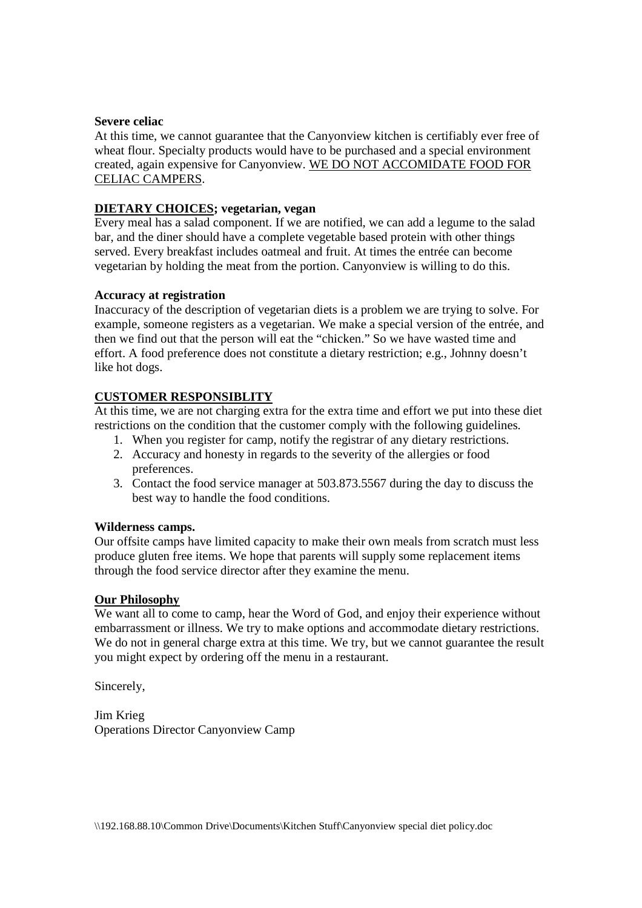**Severe celiac**

At this time, we cannot guarantee that the Canyonview kitchen is certifiably ever free of wheat flour. Specialty products would have to be purchased and a special environment created, again expensive for Canyonview. <u>WE DO NOT ACCOMIDATE FOOD FOR CELIAC CAMPERS</u>.

**<u>DIETARY CHOICES</u>; vegetarian, vegan**

Every meal has a salad component. If we are notified, we can add a legume to the salad bar, and the diner should have a complete vegetable based protein with other things served. Every breakfast includes oatmeal and fruit. At times the entrée can become vegetarian by holding the meat from the portion. Canyonview is willing to do this.

**Accuracy at registration**

Inaccuracy of the description of vegetarian diets is a problem we are trying to solve. For example, someone registers as a vegetarian. We make a special version of the entrée, and then we find out that the person will eat the "chicken." So we have wasted time and effort. A food preference does not constitute a dietary restriction; e.g., Johnny doesn't like hot dogs.

**<u>CUSTOMER RESPONSIBLITY</u>**

At this time, we are not charging extra for the extra time and effort we put into these diet restrictions on the condition that the customer comply with the following guidelines.

1. When you register for camp, notify the registrar of any dietary restrictions.
2. Accuracy and honesty in regards to the severity of the allergies or food preferences.
3. Contact the food service manager at 503.873.5567 during the day to discuss the best way to handle the food conditions.

**Wilderness camps.**

Our offsite camps have limited capacity to make their own meals from scratch must less produce gluten free items. We hope that parents will supply some replacement items through the food service director after they examine the menu.

**<u>Our Philosophy</u>**

We want all to come to camp, hear the Word of God, and enjoy their experience without embarrassment or illness. We try to make options and accommodate dietary restrictions. We do not in general charge extra at this time. We try, but we cannot guarantee the result you might expect by ordering off the menu in a restaurant.

Sincerely,

Jim Krieg
Operations Director Canyonview Camp

\\192.168.88.10\Common Drive\Documents\Kitchen Stuff\Canyonview special diet policy.doc